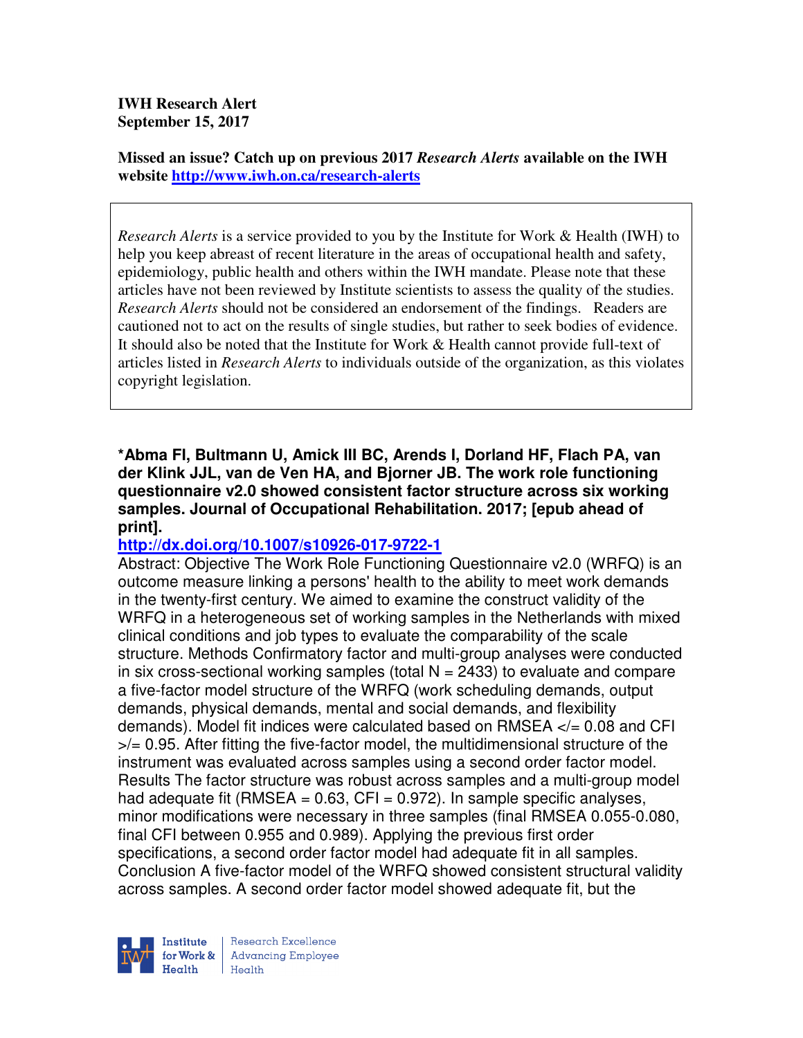**IWH Research Alert**
**September 15, 2017**

**Missed an issue? Catch up on previous 2017 *Research Alerts* available on the IWH website [http://www.iwh.on.ca/research-alerts](http://www.iwh.on.ca/research-alerts)**

> *Research Alerts* is a service provided to you by the Institute for Work & Health (IWH) to help you keep abreast of recent literature in the areas of occupational health and safety, epidemiology, public health and others within the IWH mandate. Please note that these articles have not been reviewed by Institute scientists to assess the quality of the studies. *Research Alerts* should not be considered an endorsement of the findings. Readers are cautioned not to act on the results of single studies, but rather to seek bodies of evidence. It should also be noted that the Institute for Work & Health cannot provide full-text of articles listed in *Research Alerts* to individuals outside of the organization, as this violates copyright legislation.

**\*Abma FI, Bultmann U, Amick III BC, Arends I, Dorland HF, Flach PA, van der Klink JJL, van de Ven HA, and Bjorner JB. The work role functioning questionnaire v2.0 showed consistent factor structure across six working samples. Journal of Occupational Rehabilitation. 2017; [epub ahead of print].**

[http://dx.doi.org/10.1007/s10926-017-9722-1](http://dx.doi.org/10.1007/s10926-017-9722-1)

Abstract: Objective The Work Role Functioning Questionnaire v2.0 (WRFQ) is an outcome measure linking a persons' health to the ability to meet work demands in the twenty-first century. We aimed to examine the construct validity of the WRFQ in a heterogeneous set of working samples in the Netherlands with mixed clinical conditions and job types to evaluate the comparability of the scale structure. Methods Confirmatory factor and multi-group analyses were conducted in six cross-sectional working samples (total N = 2433) to evaluate and compare a five-factor model structure of the WRFQ (work scheduling demands, output demands, physical demands, mental and social demands, and flexibility demands). Model fit indices were calculated based on RMSEA </= 0.08 and CFI >/= 0.95. After fitting the five-factor model, the multidimensional structure of the instrument was evaluated across samples using a second order factor model. Results The factor structure was robust across samples and a multi-group model had adequate fit (RMSEA = 0.63, CFI = 0.972). In sample specific analyses, minor modifications were necessary in three samples (final RMSEA 0.055-0.080, final CFI between 0.955 and 0.989). Applying the previous first order specifications, a second order factor model had adequate fit in all samples. Conclusion A five-factor model of the WRFQ showed consistent structural validity across samples. A second order factor model showed adequate fit, but the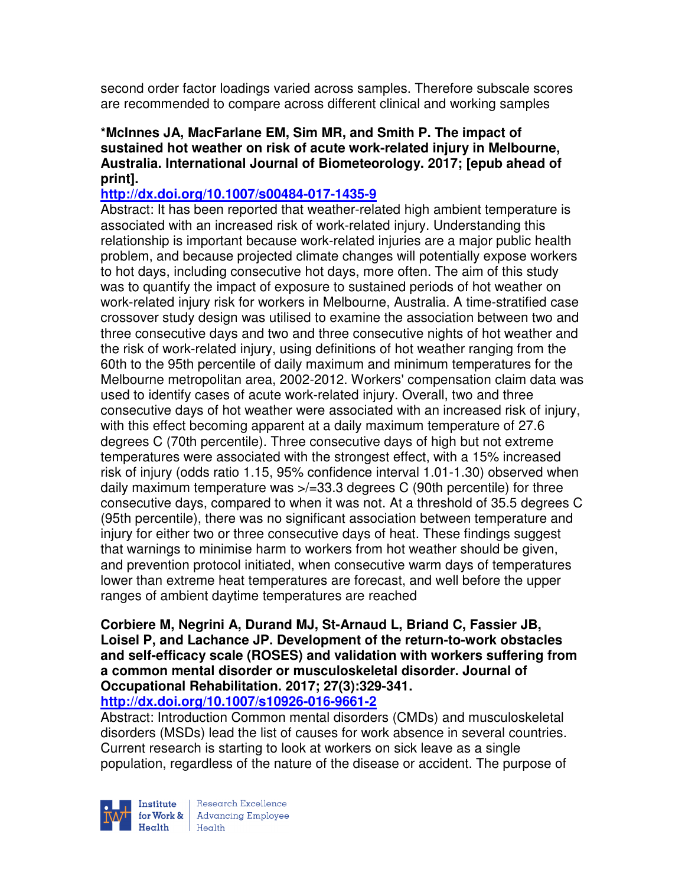second order factor loadings varied across samples. Therefore subscale scores are recommended to compare across different clinical and working samples

**\*McInnes JA, MacFarlane EM, Sim MR, and Smith P. The impact of sustained hot weather on risk of acute work-related injury in Melbourne, Australia. International Journal of Biometeorology. 2017; [epub ahead of print].**

**http://dx.doi.org/10.1007/s00484-017-1435-9**

Abstract: It has been reported that weather-related high ambient temperature is associated with an increased risk of work-related injury. Understanding this relationship is important because work-related injuries are a major public health problem, and because projected climate changes will potentially expose workers to hot days, including consecutive hot days, more often. The aim of this study was to quantify the impact of exposure to sustained periods of hot weather on work-related injury risk for workers in Melbourne, Australia. A time-stratified case crossover study design was utilised to examine the association between two and three consecutive days and two and three consecutive nights of hot weather and the risk of work-related injury, using definitions of hot weather ranging from the 60th to the 95th percentile of daily maximum and minimum temperatures for the Melbourne metropolitan area, 2002-2012. Workers' compensation claim data was used to identify cases of acute work-related injury. Overall, two and three consecutive days of hot weather were associated with an increased risk of injury, with this effect becoming apparent at a daily maximum temperature of 27.6 degrees C (70th percentile). Three consecutive days of high but not extreme temperatures were associated with the strongest effect, with a 15% increased risk of injury (odds ratio 1.15, 95% confidence interval 1.01-1.30) observed when daily maximum temperature was >/=33.3 degrees C (90th percentile) for three consecutive days, compared to when it was not. At a threshold of 35.5 degrees C (95th percentile), there was no significant association between temperature and injury for either two or three consecutive days of heat. These findings suggest that warnings to minimise harm to workers from hot weather should be given, and prevention protocol initiated, when consecutive warm days of temperatures lower than extreme heat temperatures are forecast, and well before the upper ranges of ambient daytime temperatures are reached

**Corbiere M, Negrini A, Durand MJ, St-Arnaud L, Briand C, Fassier JB, Loisel P, and Lachance JP. Development of the return-to-work obstacles and self-efficacy scale (ROSES) and validation with workers suffering from a common mental disorder or musculoskeletal disorder. Journal of Occupational Rehabilitation. 2017; 27(3):329-341.**

**http://dx.doi.org/10.1007/s10926-016-9661-2**

Abstract: Introduction Common mental disorders (CMDs) and musculoskeletal disorders (MSDs) lead the list of causes for work absence in several countries. Current research is starting to look at workers on sick leave as a single population, regardless of the nature of the disease or accident. The purpose of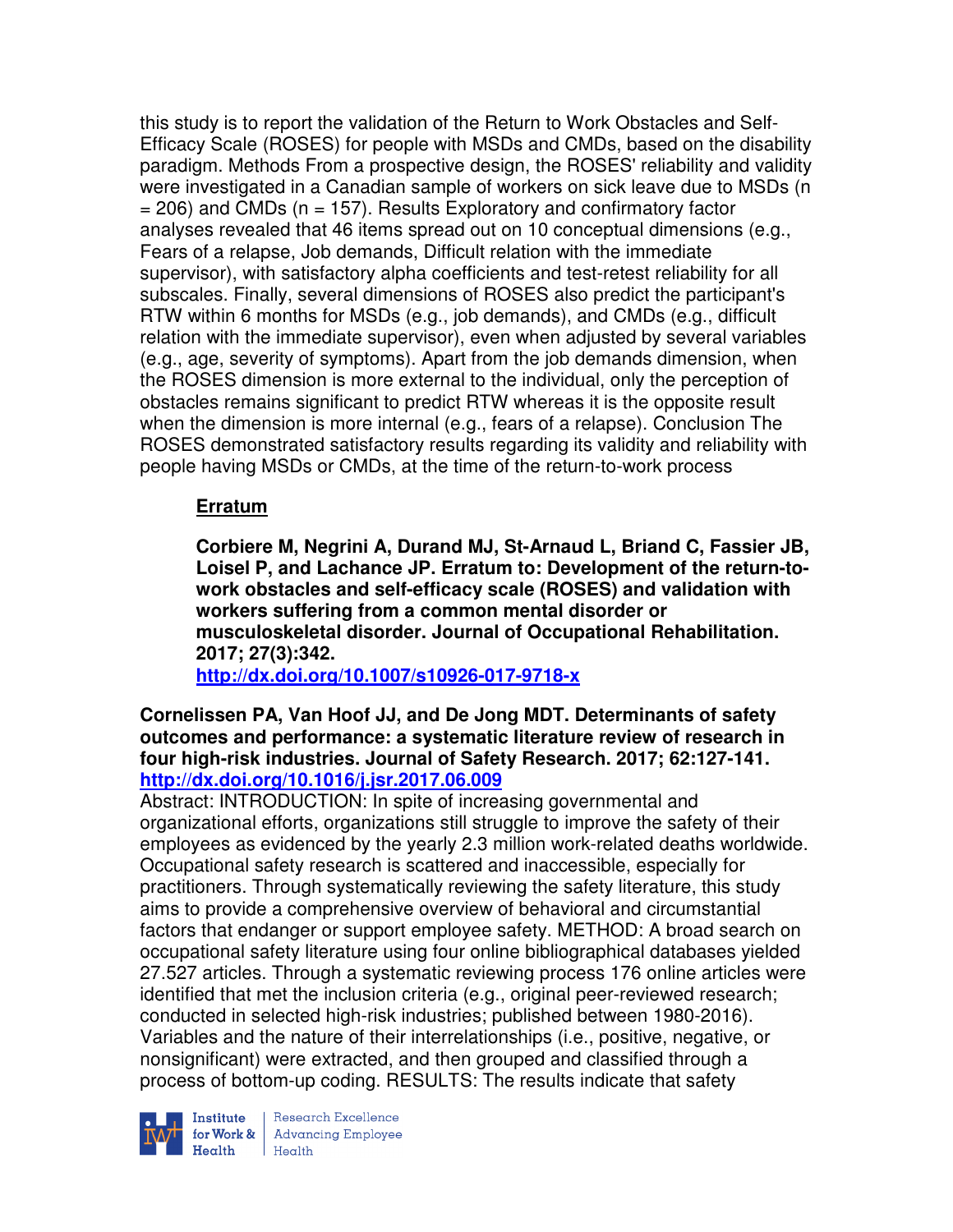this study is to report the validation of the Return to Work Obstacles and Self-Efficacy Scale (ROSES) for people with MSDs and CMDs, based on the disability paradigm. Methods From a prospective design, the ROSES' reliability and validity were investigated in a Canadian sample of workers on sick leave due to MSDs (n = 206) and CMDs (n = 157). Results Exploratory and confirmatory factor analyses revealed that 46 items spread out on 10 conceptual dimensions (e.g., Fears of a relapse, Job demands, Difficult relation with the immediate supervisor), with satisfactory alpha coefficients and test-retest reliability for all subscales. Finally, several dimensions of ROSES also predict the participant's RTW within 6 months for MSDs (e.g., job demands), and CMDs (e.g., difficult relation with the immediate supervisor), even when adjusted by several variables (e.g., age, severity of symptoms). Apart from the job demands dimension, when the ROSES dimension is more external to the individual, only the perception of obstacles remains significant to predict RTW whereas it is the opposite result when the dimension is more internal (e.g., fears of a relapse). Conclusion The ROSES demonstrated satisfactory results regarding its validity and reliability with people having MSDs or CMDs, at the time of the return-to-work process

**Erratum**

**Corbiere M, Negrini A, Durand MJ, St-Arnaud L, Briand C, Fassier JB, Loisel P, and Lachance JP. Erratum to: Development of the return-to-work obstacles and self-efficacy scale (ROSES) and validation with workers suffering from a common mental disorder or musculoskeletal disorder. Journal of Occupational Rehabilitation. 2017; 27(3):342.**
**http://dx.doi.org/10.1007/s10926-017-9718-x**

**Cornelissen PA, Van Hoof JJ, and De Jong MDT. Determinants of safety outcomes and performance: a systematic literature review of research in four high-risk industries. Journal of Safety Research. 2017; 62:127-141.**
**http://dx.doi.org/10.1016/j.jsr.2017.06.009**

Abstract: INTRODUCTION: In spite of increasing governmental and organizational efforts, organizations still struggle to improve the safety of their employees as evidenced by the yearly 2.3 million work-related deaths worldwide. Occupational safety research is scattered and inaccessible, especially for practitioners. Through systematically reviewing the safety literature, this study aims to provide a comprehensive overview of behavioral and circumstantial factors that endanger or support employee safety. METHOD: A broad search on occupational safety literature using four online bibliographical databases yielded 27.527 articles. Through a systematic reviewing process 176 online articles were identified that met the inclusion criteria (e.g., original peer-reviewed research; conducted in selected high-risk industries; published between 1980-2016). Variables and the nature of their interrelationships (i.e., positive, negative, or nonsignificant) were extracted, and then grouped and classified through a process of bottom-up coding. RESULTS: The results indicate that safety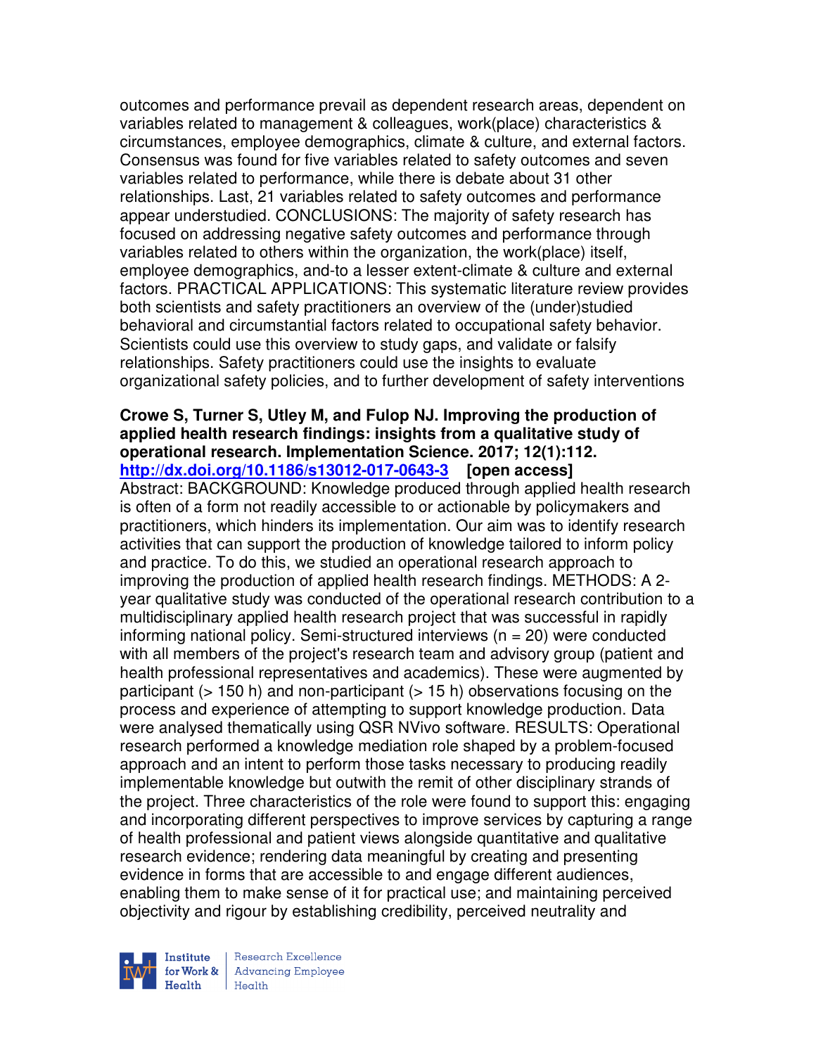outcomes and performance prevail as dependent research areas, dependent on variables related to management & colleagues, work(place) characteristics & circumstances, employee demographics, climate & culture, and external factors. Consensus was found for five variables related to safety outcomes and seven variables related to performance, while there is debate about 31 other relationships. Last, 21 variables related to safety outcomes and performance appear understudied. CONCLUSIONS: The majority of safety research has focused on addressing negative safety outcomes and performance through variables related to others within the organization, the work(place) itself, employee demographics, and-to a lesser extent-climate & culture and external factors. PRACTICAL APPLICATIONS: This systematic literature review provides both scientists and safety practitioners an overview of the (under)studied behavioral and circumstantial factors related to occupational safety behavior. Scientists could use this overview to study gaps, and validate or falsify relationships. Safety practitioners could use the insights to evaluate organizational safety policies, and to further development of safety interventions

**Crowe S, Turner S, Utley M, and Fulop NJ. Improving the production of applied health research findings: insights from a qualitative study of operational research. Implementation Science. 2017; 12(1):112.**
**[http://dx.doi.org/10.1186/s13012-017-0643-3](http://dx.doi.org/10.1186/s13012-017-0643-3) [open access]**
Abstract: BACKGROUND: Knowledge produced through applied health research is often of a form not readily accessible to or actionable by policymakers and practitioners, which hinders its implementation. Our aim was to identify research activities that can support the production of knowledge tailored to inform policy and practice. To do this, we studied an operational research approach to improving the production of applied health research findings. METHODS: A 2-year qualitative study was conducted of the operational research contribution to a multidisciplinary applied health research project that was successful in rapidly informing national policy. Semi-structured interviews (n = 20) were conducted with all members of the project's research team and advisory group (patient and health professional representatives and academics). These were augmented by participant (> 150 h) and non-participant (> 15 h) observations focusing on the process and experience of attempting to support knowledge production. Data were analysed thematically using QSR NVivo software. RESULTS: Operational research performed a knowledge mediation role shaped by a problem-focused approach and an intent to perform those tasks necessary to producing readily implementable knowledge but outwith the remit of other disciplinary strands of the project. Three characteristics of the role were found to support this: engaging and incorporating different perspectives to improve services by capturing a range of health professional and patient views alongside quantitative and qualitative research evidence; rendering data meaningful by creating and presenting evidence in forms that are accessible to and engage different audiences, enabling them to make sense of it for practical use; and maintaining perceived objectivity and rigour by establishing credibility, perceived neutrality and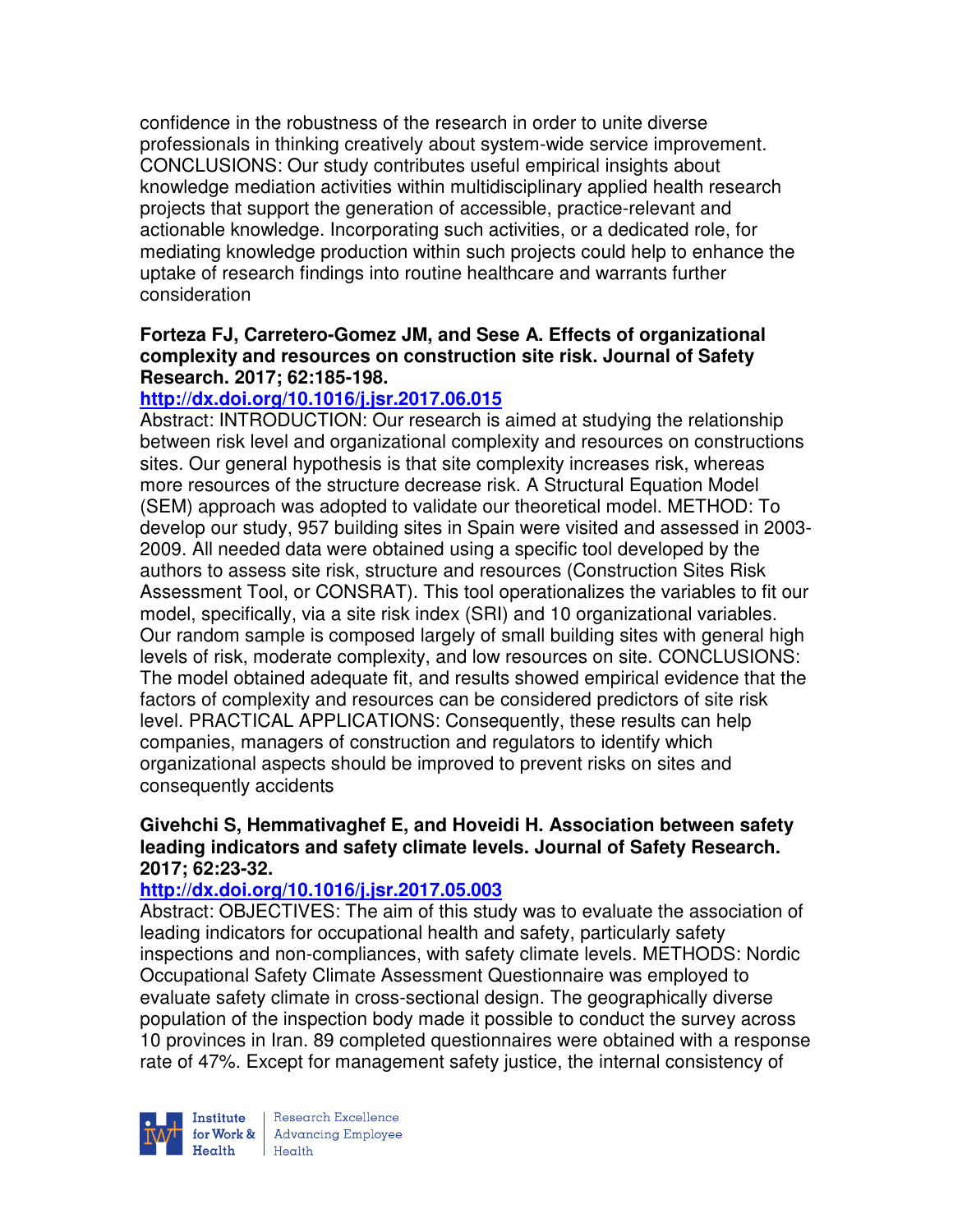confidence in the robustness of the research in order to unite diverse professionals in thinking creatively about system-wide service improvement. CONCLUSIONS: Our study contributes useful empirical insights about knowledge mediation activities within multidisciplinary applied health research projects that support the generation of accessible, practice-relevant and actionable knowledge. Incorporating such activities, or a dedicated role, for mediating knowledge production within such projects could help to enhance the uptake of research findings into routine healthcare and warrants further consideration

**Forteza FJ, Carretero-Gomez JM, and Sese A. Effects of organizational complexity and resources on construction site risk. Journal of Safety Research. 2017; 62:185-198.**

**http://dx.doi.org/10.1016/j.jsr.2017.06.015**

Abstract: INTRODUCTION: Our research is aimed at studying the relationship between risk level and organizational complexity and resources on constructions sites. Our general hypothesis is that site complexity increases risk, whereas more resources of the structure decrease risk. A Structural Equation Model (SEM) approach was adopted to validate our theoretical model. METHOD: To develop our study, 957 building sites in Spain were visited and assessed in 2003-2009. All needed data were obtained using a specific tool developed by the authors to assess site risk, structure and resources (Construction Sites Risk Assessment Tool, or CONSRAT). This tool operationalizes the variables to fit our model, specifically, via a site risk index (SRI) and 10 organizational variables. Our random sample is composed largely of small building sites with general high levels of risk, moderate complexity, and low resources on site. CONCLUSIONS: The model obtained adequate fit, and results showed empirical evidence that the factors of complexity and resources can be considered predictors of site risk level. PRACTICAL APPLICATIONS: Consequently, these results can help companies, managers of construction and regulators to identify which organizational aspects should be improved to prevent risks on sites and consequently accidents

**Givehchi S, Hemmativaghef E, and Hoveidi H. Association between safety leading indicators and safety climate levels. Journal of Safety Research. 2017; 62:23-32.**

**http://dx.doi.org/10.1016/j.jsr.2017.05.003**

Abstract: OBJECTIVES: The aim of this study was to evaluate the association of leading indicators for occupational health and safety, particularly safety inspections and non-compliances, with safety climate levels. METHODS: Nordic Occupational Safety Climate Assessment Questionnaire was employed to evaluate safety climate in cross-sectional design. The geographically diverse population of the inspection body made it possible to conduct the survey across 10 provinces in Iran. 89 completed questionnaires were obtained with a response rate of 47%. Except for management safety justice, the internal consistency of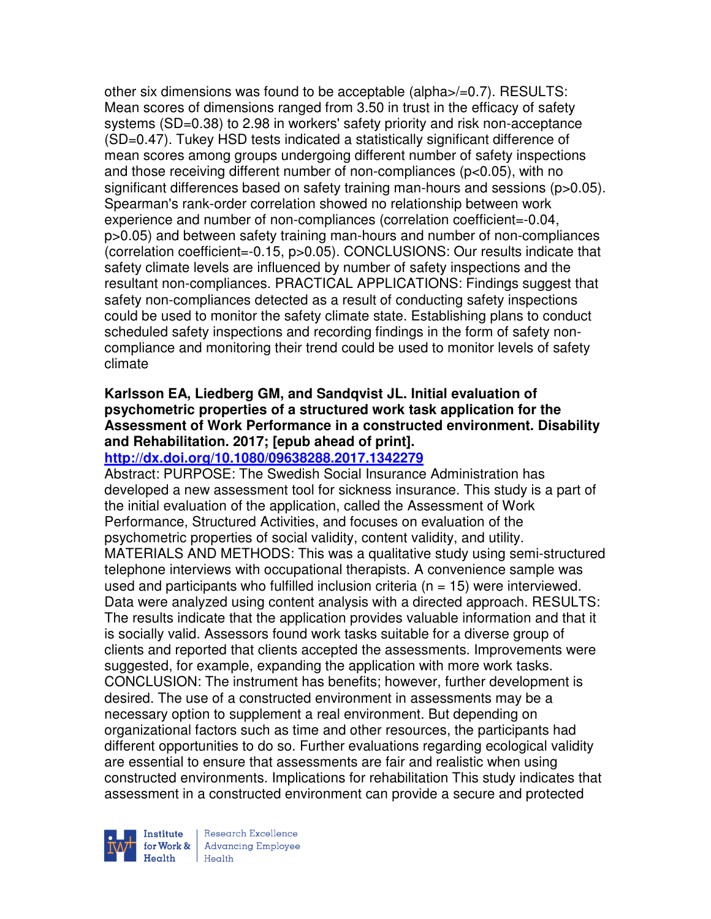other six dimensions was found to be acceptable (alpha>/=0.7). RESULTS: Mean scores of dimensions ranged from 3.50 in trust in the efficacy of safety systems (SD=0.38) to 2.98 in workers' safety priority and risk non-acceptance (SD=0.47). Tukey HSD tests indicated a statistically significant difference of mean scores among groups undergoing different number of safety inspections and those receiving different number of non-compliances ($p<0.05$), with no significant differences based on safety training man-hours and sessions ($p>0.05$). Spearman's rank-order correlation showed no relationship between work experience and number of non-compliances (correlation coefficient=-0.04, $p>0.05$) and between safety training man-hours and number of non-compliances (correlation coefficient=-0.15, $p>0.05$). CONCLUSIONS: Our results indicate that safety climate levels are influenced by number of safety inspections and the resultant non-compliances. PRACTICAL APPLICATIONS: Findings suggest that safety non-compliances detected as a result of conducting safety inspections could be used to monitor the safety climate state. Establishing plans to conduct scheduled safety inspections and recording findings in the form of safety non-compliance and monitoring their trend could be used to monitor levels of safety climate

**Karlsson EA, Liedberg GM, and Sandqvist JL. Initial evaluation of psychometric properties of a structured work task application for the Assessment of Work Performance in a constructed environment. Disability and Rehabilitation. 2017; [epub ahead of print].**

http://dx.doi.org/10.1080/09638288.2017.1342279

Abstract: PURPOSE: The Swedish Social Insurance Administration has developed a new assessment tool for sickness insurance. This study is a part of the initial evaluation of the application, called the Assessment of Work Performance, Structured Activities, and focuses on evaluation of the psychometric properties of social validity, content validity, and utility. MATERIALS AND METHODS: This was a qualitative study using semi-structured telephone interviews with occupational therapists. A convenience sample was used and participants who fulfilled inclusion criteria ($n = 15$) were interviewed. Data were analyzed using content analysis with a directed approach. RESULTS: The results indicate that the application provides valuable information and that it is socially valid. Assessors found work tasks suitable for a diverse group of clients and reported that clients accepted the assessments. Improvements were suggested, for example, expanding the application with more work tasks. CONCLUSION: The instrument has benefits; however, further development is desired. The use of a constructed environment in assessments may be a necessary option to supplement a real environment. But depending on organizational factors such as time and other resources, the participants had different opportunities to do so. Further evaluations regarding ecological validity are essential to ensure that assessments are fair and realistic when using constructed environments. Implications for rehabilitation This study indicates that assessment in a constructed environment can provide a secure and protected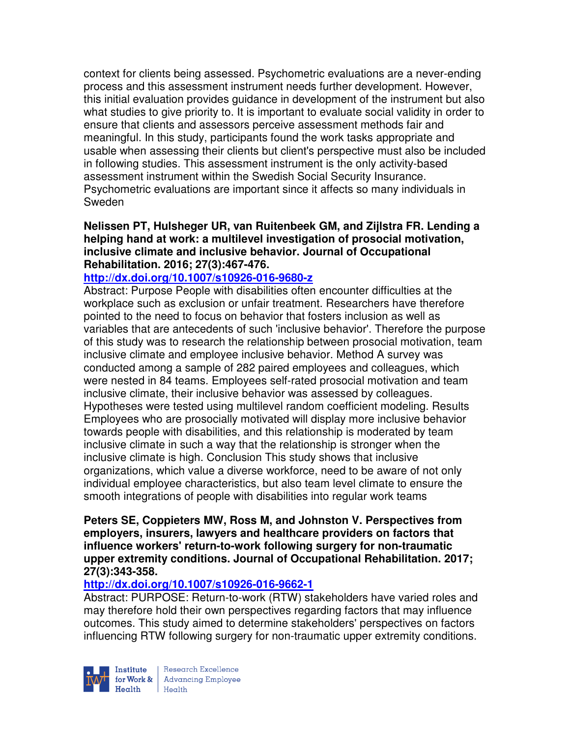context for clients being assessed. Psychometric evaluations are a never-ending process and this assessment instrument needs further development. However, this initial evaluation provides guidance in development of the instrument but also what studies to give priority to. It is important to evaluate social validity in order to ensure that clients and assessors perceive assessment methods fair and meaningful. In this study, participants found the work tasks appropriate and usable when assessing their clients but client's perspective must also be included in following studies. This assessment instrument is the only activity-based assessment instrument within the Swedish Social Security Insurance. Psychometric evaluations are important since it affects so many individuals in Sweden

**Nelissen PT, Hulsheger UR, van Ruitenbeek GM, and Zijlstra FR. Lending a helping hand at work: a multilevel investigation of prosocial motivation, inclusive climate and inclusive behavior. Journal of Occupational Rehabilitation. 2016; 27(3):467-476.**

**http://dx.doi.org/10.1007/s10926-016-9680-z**

Abstract: Purpose People with disabilities often encounter difficulties at the workplace such as exclusion or unfair treatment. Researchers have therefore pointed to the need to focus on behavior that fosters inclusion as well as variables that are antecedents of such 'inclusive behavior'. Therefore the purpose of this study was to research the relationship between prosocial motivation, team inclusive climate and employee inclusive behavior. Method A survey was conducted among a sample of 282 paired employees and colleagues, which were nested in 84 teams. Employees self-rated prosocial motivation and team inclusive climate, their inclusive behavior was assessed by colleagues. Hypotheses were tested using multilevel random coefficient modeling. Results Employees who are prosocially motivated will display more inclusive behavior towards people with disabilities, and this relationship is moderated by team inclusive climate in such a way that the relationship is stronger when the inclusive climate is high. Conclusion This study shows that inclusive organizations, which value a diverse workforce, need to be aware of not only individual employee characteristics, but also team level climate to ensure the smooth integrations of people with disabilities into regular work teams

**Peters SE, Coppieters MW, Ross M, and Johnston V. Perspectives from employers, insurers, lawyers and healthcare providers on factors that influence workers' return-to-work following surgery for non-traumatic upper extremity conditions. Journal of Occupational Rehabilitation. 2017; 27(3):343-358.**

**http://dx.doi.org/10.1007/s10926-016-9662-1**

Abstract: PURPOSE: Return-to-work (RTW) stakeholders have varied roles and may therefore hold their own perspectives regarding factors that may influence outcomes. This study aimed to determine stakeholders' perspectives on factors influencing RTW following surgery for non-traumatic upper extremity conditions.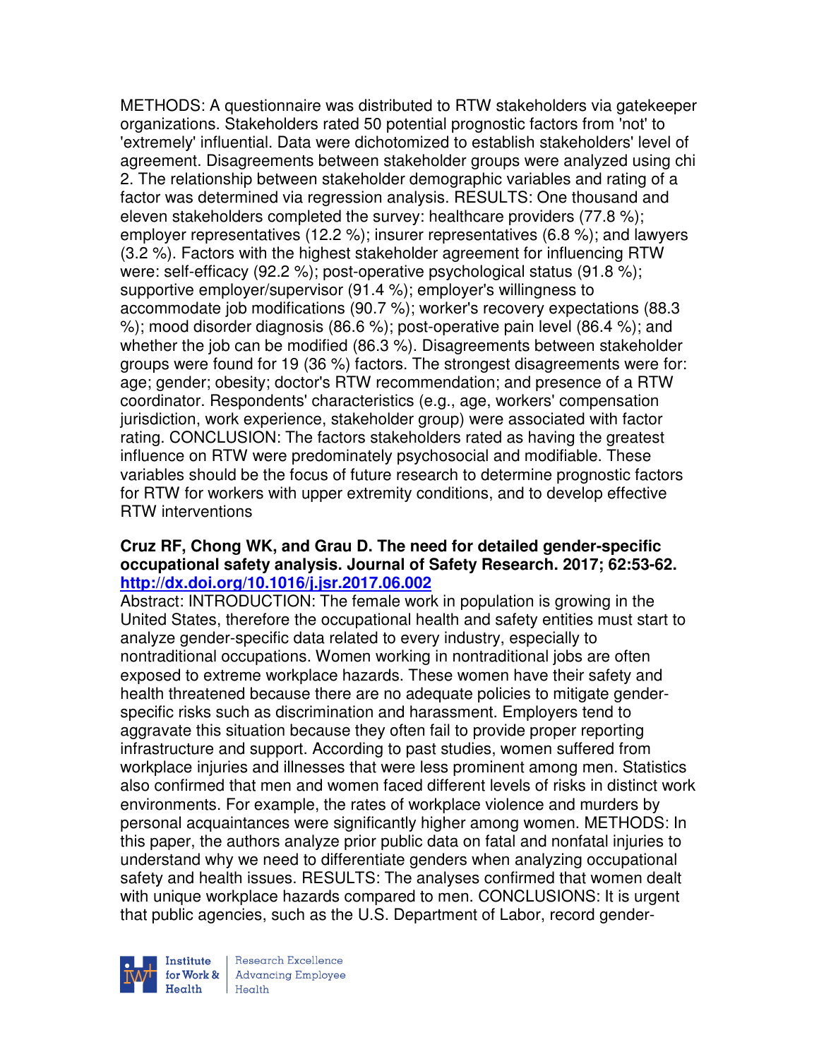METHODS: A questionnaire was distributed to RTW stakeholders via gatekeeper organizations. Stakeholders rated 50 potential prognostic factors from 'not' to 'extremely' influential. Data were dichotomized to establish stakeholders' level of agreement. Disagreements between stakeholder groups were analyzed using chi 2. The relationship between stakeholder demographic variables and rating of a factor was determined via regression analysis. RESULTS: One thousand and eleven stakeholders completed the survey: healthcare providers (77.8 %); employer representatives (12.2 %); insurer representatives (6.8 %); and lawyers (3.2 %). Factors with the highest stakeholder agreement for influencing RTW were: self-efficacy (92.2 %); post-operative psychological status (91.8 %); supportive employer/supervisor (91.4 %); employer's willingness to accommodate job modifications (90.7 %); worker's recovery expectations (88.3 %); mood disorder diagnosis (86.6 %); post-operative pain level (86.4 %); and whether the job can be modified (86.3 %). Disagreements between stakeholder groups were found for 19 (36 %) factors. The strongest disagreements were for: age; gender; obesity; doctor's RTW recommendation; and presence of a RTW coordinator. Respondents' characteristics (e.g., age, workers' compensation jurisdiction, work experience, stakeholder group) were associated with factor rating. CONCLUSION: The factors stakeholders rated as having the greatest influence on RTW were predominately psychosocial and modifiable. These variables should be the focus of future research to determine prognostic factors for RTW for workers with upper extremity conditions, and to develop effective RTW interventions

**Cruz RF, Chong WK, and Grau D. The need for detailed gender-specific occupational safety analysis. Journal of Safety Research. 2017; 62:53-62. http://dx.doi.org/10.1016/j.jsr.2017.06.002**

Abstract: INTRODUCTION: The female work in population is growing in the United States, therefore the occupational health and safety entities must start to analyze gender-specific data related to every industry, especially to nontraditional occupations. Women working in nontraditional jobs are often exposed to extreme workplace hazards. These women have their safety and health threatened because there are no adequate policies to mitigate gender-specific risks such as discrimination and harassment. Employers tend to aggravate this situation because they often fail to provide proper reporting infrastructure and support. According to past studies, women suffered from workplace injuries and illnesses that were less prominent among men. Statistics also confirmed that men and women faced different levels of risks in distinct work environments. For example, the rates of workplace violence and murders by personal acquaintances were significantly higher among women. METHODS: In this paper, the authors analyze prior public data on fatal and nonfatal injuries to understand why we need to differentiate genders when analyzing occupational safety and health issues. RESULTS: The analyses confirmed that women dealt with unique workplace hazards compared to men. CONCLUSIONS: It is urgent that public agencies, such as the U.S. Department of Labor, record gender-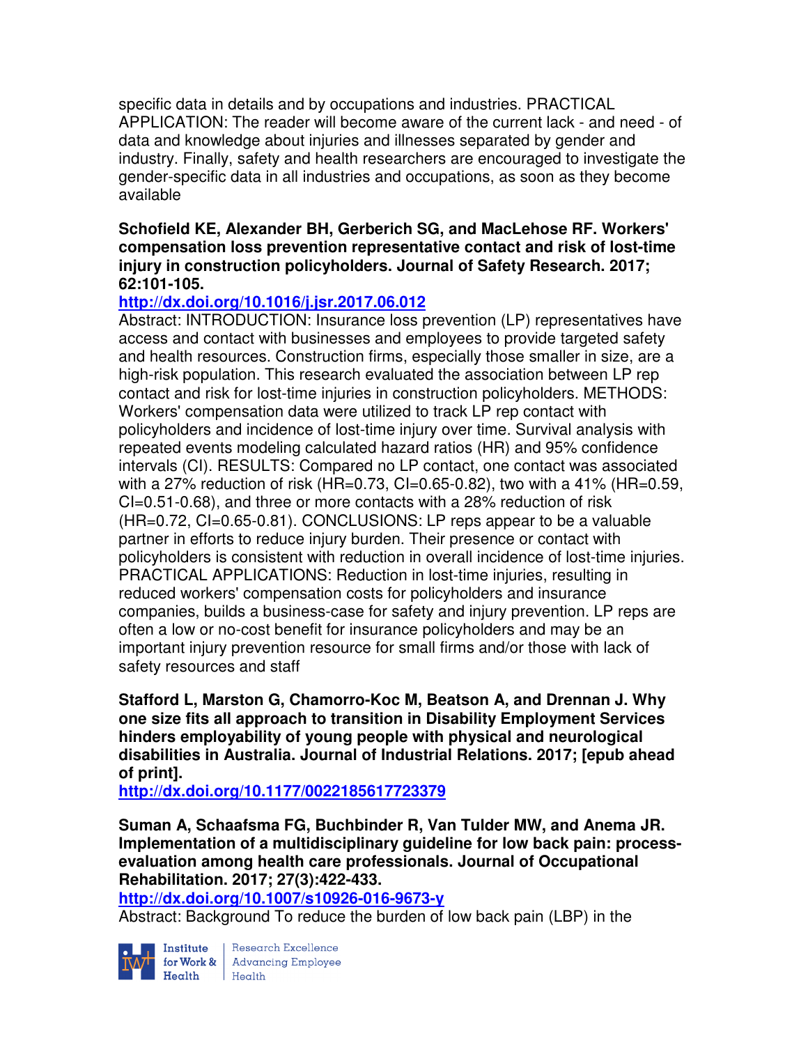specific data in details and by occupations and industries. PRACTICAL APPLICATION: The reader will become aware of the current lack - and need - of data and knowledge about injuries and illnesses separated by gender and industry. Finally, safety and health researchers are encouraged to investigate the gender-specific data in all industries and occupations, as soon as they become available

**Schofield KE, Alexander BH, Gerberich SG, and MacLehose RF. Workers' compensation loss prevention representative contact and risk of lost-time injury in construction policyholders. Journal of Safety Research. 2017; 62:101-105.**

**http://dx.doi.org/10.1016/j.jsr.2017.06.012**

Abstract: INTRODUCTION: Insurance loss prevention (LP) representatives have access and contact with businesses and employees to provide targeted safety and health resources. Construction firms, especially those smaller in size, are a high-risk population. This research evaluated the association between LP rep contact and risk for lost-time injuries in construction policyholders. METHODS: Workers' compensation data were utilized to track LP rep contact with policyholders and incidence of lost-time injury over time. Survival analysis with repeated events modeling calculated hazard ratios (HR) and 95% confidence intervals (CI). RESULTS: Compared no LP contact, one contact was associated with a 27% reduction of risk (HR=0.73, CI=0.65-0.82), two with a 41% (HR=0.59, CI=0.51-0.68), and three or more contacts with a 28% reduction of risk (HR=0.72, CI=0.65-0.81). CONCLUSIONS: LP reps appear to be a valuable partner in efforts to reduce injury burden. Their presence or contact with policyholders is consistent with reduction in overall incidence of lost-time injuries. PRACTICAL APPLICATIONS: Reduction in lost-time injuries, resulting in reduced workers' compensation costs for policyholders and insurance companies, builds a business-case for safety and injury prevention. LP reps are often a low or no-cost benefit for insurance policyholders and may be an important injury prevention resource for small firms and/or those with lack of safety resources and staff

**Stafford L, Marston G, Chamorro-Koc M, Beatson A, and Drennan J. Why one size fits all approach to transition in Disability Employment Services hinders employability of young people with physical and neurological disabilities in Australia. Journal of Industrial Relations. 2017; [epub ahead of print].**

**http://dx.doi.org/10.1177/0022185617723379**

**Suman A, Schaafsma FG, Buchbinder R, Van Tulder MW, and Anema JR. Implementation of a multidisciplinary guideline for low back pain: process-evaluation among health care professionals. Journal of Occupational Rehabilitation. 2017; 27(3):422-433.**

**http://dx.doi.org/10.1007/s10926-016-9673-y**

Abstract: Background To reduce the burden of low back pain (LBP) in the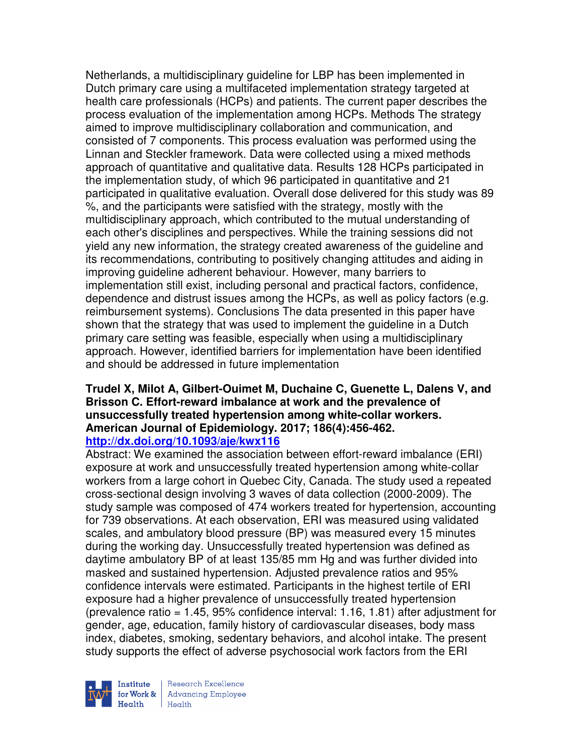Netherlands, a multidisciplinary guideline for LBP has been implemented in Dutch primary care using a multifaceted implementation strategy targeted at health care professionals (HCPs) and patients. The current paper describes the process evaluation of the implementation among HCPs. Methods The strategy aimed to improve multidisciplinary collaboration and communication, and consisted of 7 components. This process evaluation was performed using the Linnan and Steckler framework. Data were collected using a mixed methods approach of quantitative and qualitative data. Results 128 HCPs participated in the implementation study, of which 96 participated in quantitative and 21 participated in qualitative evaluation. Overall dose delivered for this study was 89 %, and the participants were satisfied with the strategy, mostly with the multidisciplinary approach, which contributed to the mutual understanding of each other's disciplines and perspectives. While the training sessions did not yield any new information, the strategy created awareness of the guideline and its recommendations, contributing to positively changing attitudes and aiding in improving guideline adherent behaviour. However, many barriers to implementation still exist, including personal and practical factors, confidence, dependence and distrust issues among the HCPs, as well as policy factors (e.g. reimbursement systems). Conclusions The data presented in this paper have shown that the strategy that was used to implement the guideline in a Dutch primary care setting was feasible, especially when using a multidisciplinary approach. However, identified barriers for implementation have been identified and should be addressed in future implementation

**Trudel X, Milot A, Gilbert-Ouimet M, Duchaine C, Guenette L, Dalens V, and Brisson C. Effort-reward imbalance at work and the prevalence of unsuccessfully treated hypertension among white-collar workers. American Journal of Epidemiology. 2017; 186(4):456-462.**
**http://dx.doi.org/10.1093/aje/kwx116**

Abstract: We examined the association between effort-reward imbalance (ERI) exposure at work and unsuccessfully treated hypertension among white-collar workers from a large cohort in Quebec City, Canada. The study used a repeated cross-sectional design involving 3 waves of data collection (2000-2009). The study sample was composed of 474 workers treated for hypertension, accounting for 739 observations. At each observation, ERI was measured using validated scales, and ambulatory blood pressure (BP) was measured every 15 minutes during the working day. Unsuccessfully treated hypertension was defined as daytime ambulatory BP of at least 135/85 mm Hg and was further divided into masked and sustained hypertension. Adjusted prevalence ratios and 95% confidence intervals were estimated. Participants in the highest tertile of ERI exposure had a higher prevalence of unsuccessfully treated hypertension (prevalence ratio = 1.45, 95% confidence interval: 1.16, 1.81) after adjustment for gender, age, education, family history of cardiovascular diseases, body mass index, diabetes, smoking, sedentary behaviors, and alcohol intake. The present study supports the effect of adverse psychosocial work factors from the ERI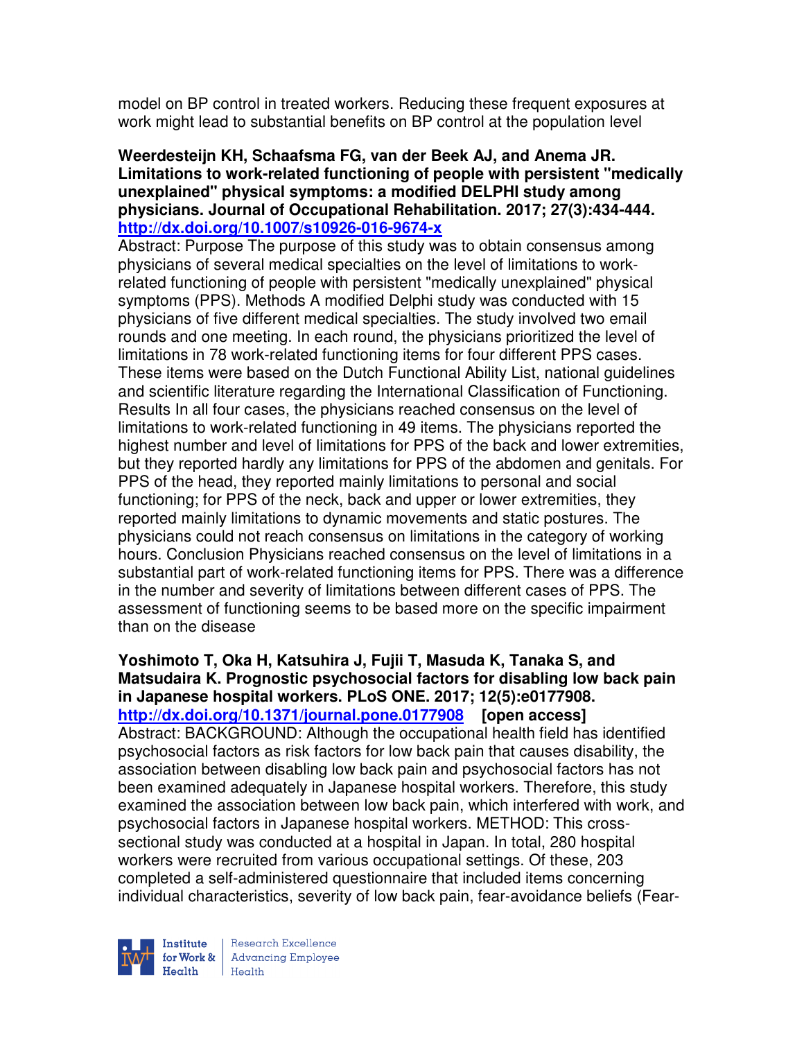model on BP control in treated workers. Reducing these frequent exposures at work might lead to substantial benefits on BP control at the population level

**Weerdesteijn KH, Schaafsma FG, van der Beek AJ, and Anema JR. Limitations to work-related functioning of people with persistent "medically unexplained" physical symptoms: a modified DELPHI study among physicians. Journal of Occupational Rehabilitation. 2017; 27(3):434-444. http://dx.doi.org/10.1007/s10926-016-9674-x**

Abstract: Purpose The purpose of this study was to obtain consensus among physicians of several medical specialties on the level of limitations to work-related functioning of people with persistent "medically unexplained" physical symptoms (PPS). Methods A modified Delphi study was conducted with 15 physicians of five different medical specialties. The study involved two email rounds and one meeting. In each round, the physicians prioritized the level of limitations in 78 work-related functioning items for four different PPS cases. These items were based on the Dutch Functional Ability List, national guidelines and scientific literature regarding the International Classification of Functioning. Results In all four cases, the physicians reached consensus on the level of limitations to work-related functioning in 49 items. The physicians reported the highest number and level of limitations for PPS of the back and lower extremities, but they reported hardly any limitations for PPS of the abdomen and genitals. For PPS of the head, they reported mainly limitations to personal and social functioning; for PPS of the neck, back and upper or lower extremities, they reported mainly limitations to dynamic movements and static postures. The physicians could not reach consensus on limitations in the category of working hours. Conclusion Physicians reached consensus on the level of limitations in a substantial part of work-related functioning items for PPS. There was a difference in the number and severity of limitations between different cases of PPS. The assessment of functioning seems to be based more on the specific impairment than on the disease

**Yoshimoto T, Oka H, Katsuhira J, Fujii T, Masuda K, Tanaka S, and Matsudaira K. Prognostic psychosocial factors for disabling low back pain in Japanese hospital workers. PLoS ONE. 2017; 12(5):e0177908. http://dx.doi.org/10.1371/journal.pone.0177908 [open access]**

Abstract: BACKGROUND: Although the occupational health field has identified psychosocial factors as risk factors for low back pain that causes disability, the association between disabling low back pain and psychosocial factors has not been examined adequately in Japanese hospital workers. Therefore, this study examined the association between low back pain, which interfered with work, and psychosocial factors in Japanese hospital workers. METHOD: This cross-sectional study was conducted at a hospital in Japan. In total, 280 hospital workers were recruited from various occupational settings. Of these, 203 completed a self-administered questionnaire that included items concerning individual characteristics, severity of low back pain, fear-avoidance beliefs (Fear-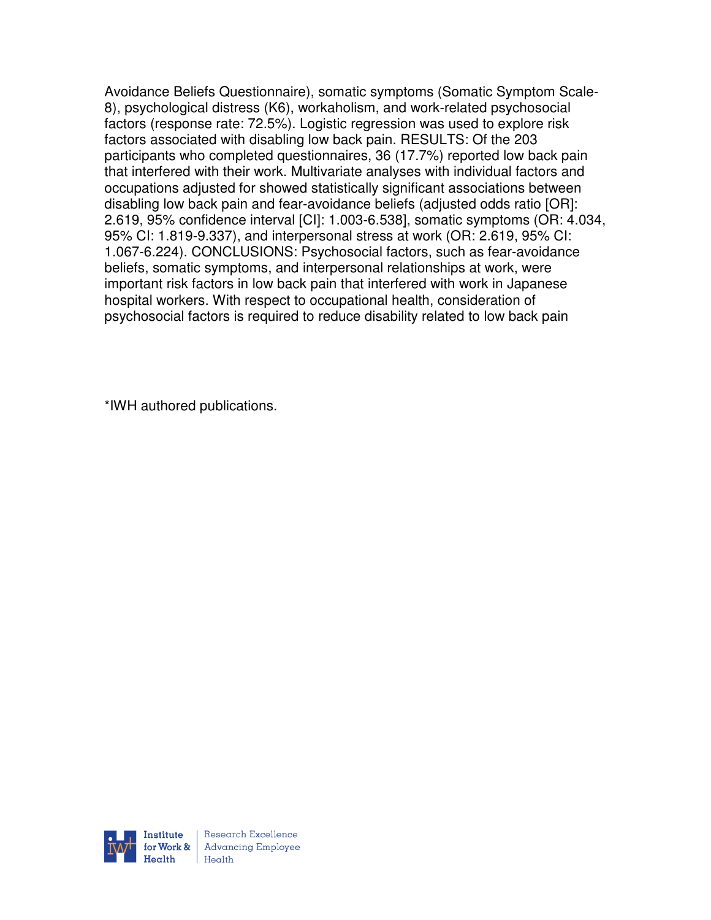Avoidance Beliefs Questionnaire), somatic symptoms (Somatic Symptom Scale-8), psychological distress (K6), workaholism, and work-related psychosocial factors (response rate: 72.5%). Logistic regression was used to explore risk factors associated with disabling low back pain. RESULTS: Of the 203 participants who completed questionnaires, 36 (17.7%) reported low back pain that interfered with their work. Multivariate analyses with individual factors and occupations adjusted for showed statistically significant associations between disabling low back pain and fear-avoidance beliefs (adjusted odds ratio [OR]: 2.619, 95% confidence interval [CI]: 1.003-6.538], somatic symptoms (OR: 4.034, 95% CI: 1.819-9.337), and interpersonal stress at work (OR: 2.619, 95% CI: 1.067-6.224). CONCLUSIONS: Psychosocial factors, such as fear-avoidance beliefs, somatic symptoms, and interpersonal relationships at work, were important risk factors in low back pain that interfered with work in Japanese hospital workers. With respect to occupational health, consideration of psychosocial factors is required to reduce disability related to low back pain

*IWH authored publications.